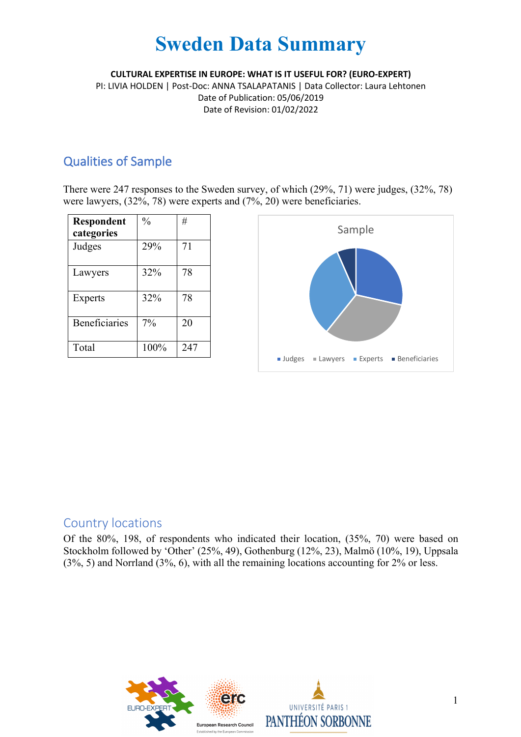# Sweden Data Summary

**CULTURAL EXPERTISE IN EUROPE: WHAT IS IT USEFUL FOR? (EURO-EXPERT)**

PI: LIVIA HOLDEN | Post-Doc: ANNA TSALAPATANIS | Data Collector: Laura Lehtonen

Date of Publication: 05/06/2019

Date of Revision: 01/02/2022

## Qualities of Sample

There were 247 responses to the Sweden survey, of which (29%, 71) were judges, (32%, 78) were lawyers, (32%, 78) were experts and (7%, 20) were beneficiaries.

| Respondent categories | % | # |
|---|---|---|
| Judges | 29% | 71 |
| Lawyers | 32% | 78 |
| Experts | 32% | 78 |
| Beneficiaries | 7% | 20 |
| Total | 100% | 247 |

Sample

Judges · Lawyers · Experts · Beneficiaries

## Country locations

Of the 80%, 198, of respondents who indicated their location, (35%, 70) were based on Stockholm followed by 'Other' (25%, 49), Gothenburg (12%, 23), Malmö (10%, 19), Uppsala (3%, 5) and Norrland (3%, 6), with all the remaining locations accounting for 2% or less.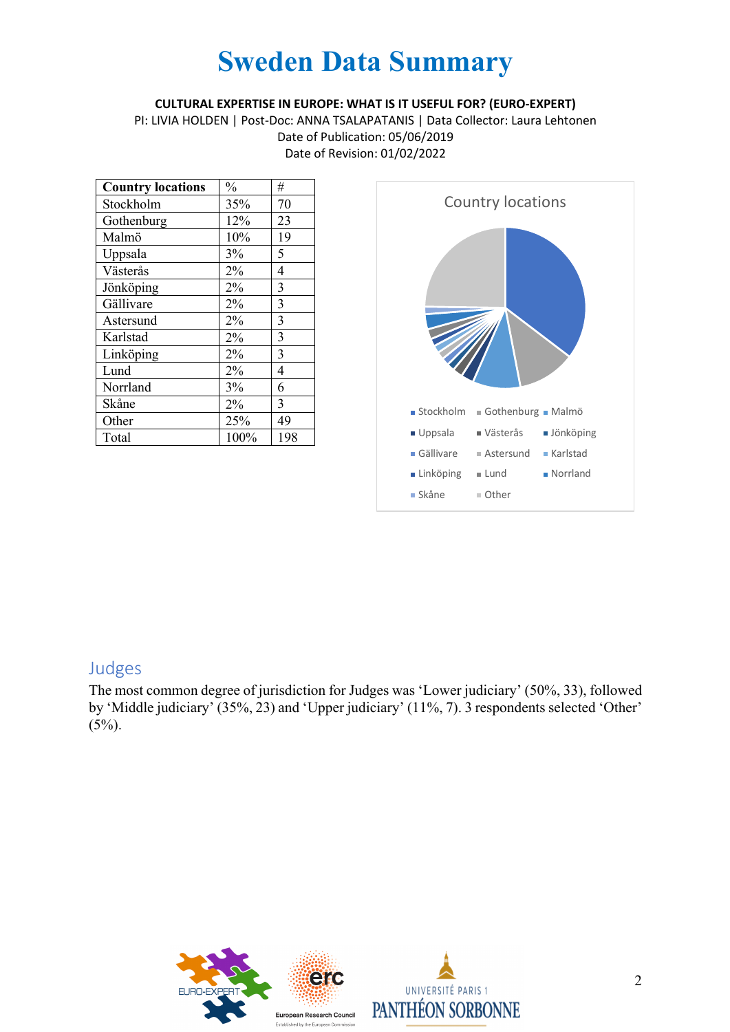# Sweden Data Summary

**CULTURAL EXPERTISE IN EUROPE: WHAT IS IT USEFUL FOR? (EURO-EXPERT)**

PI: LIVIA HOLDEN | Post-Doc: ANNA TSALAPATANIS | Data Collector: Laura Lehtonen

Date of Publication: 05/06/2019

Date of Revision: 01/02/2022

| Country locations | % | # |
|---|---|---|
| Stockholm | 35% | 70 |
| Gothenburg | 12% | 23 |
| Malmö | 10% | 19 |
| Uppsala | 3% | 5 |
| Västerås | 2% | 4 |
| Jönköping | 2% | 3 |
| Gällivare | 2% | 3 |
| Astersund | 2% | 3 |
| Karlstad | 2% | 3 |
| Linköping | 2% | 3 |
| Lund | 2% | 4 |
| Norrland | 3% | 6 |
| Skåne | 2% | 3 |
| Other | 25% | 49 |
| Total | 100% | 198 |

## Judges

The most common degree of jurisdiction for Judges was 'Lower judiciary' (50%, 33), followed by 'Middle judiciary' (35%, 23) and 'Upper judiciary' (11%, 7). 3 respondents selected 'Other' (5%).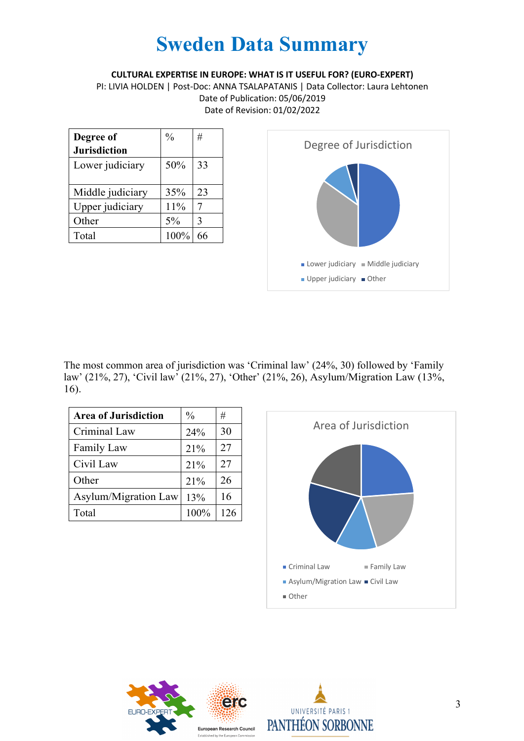# Sweden Data Summary

**CULTURAL EXPERTISE IN EUROPE: WHAT IS IT USEFUL FOR? (EURO-EXPERT)**

PI: LIVIA HOLDEN | Post-Doc: ANNA TSALAPATANIS | Data Collector: Laura Lehtonen

Date of Publication: 05/06/2019

Date of Revision: 01/02/2022

| Degree of Jurisdiction | % | # |
|---|---|---|
| Lower judiciary | 50% | 33 |
| Middle judiciary | 35% | 23 |
| Upper judiciary | 11% | 7 |
| Other | 5% | 3 |
| Total | 100% | 66 |

The most common area of jurisdiction was 'Criminal law' (24%, 30) followed by 'Family law' (21%, 27), 'Civil law' (21%, 27), 'Other' (21%, 26), Asylum/Migration Law (13%, 16).

| Area of Jurisdiction | % | # |
|---|---|---|
| Criminal Law | 24% | 30 |
| Family Law | 21% | 27 |
| Civil Law | 21% | 27 |
| Other | 21% | 26 |
| Asylum/Migration Law | 13% | 16 |
| Total | 100% | 126 |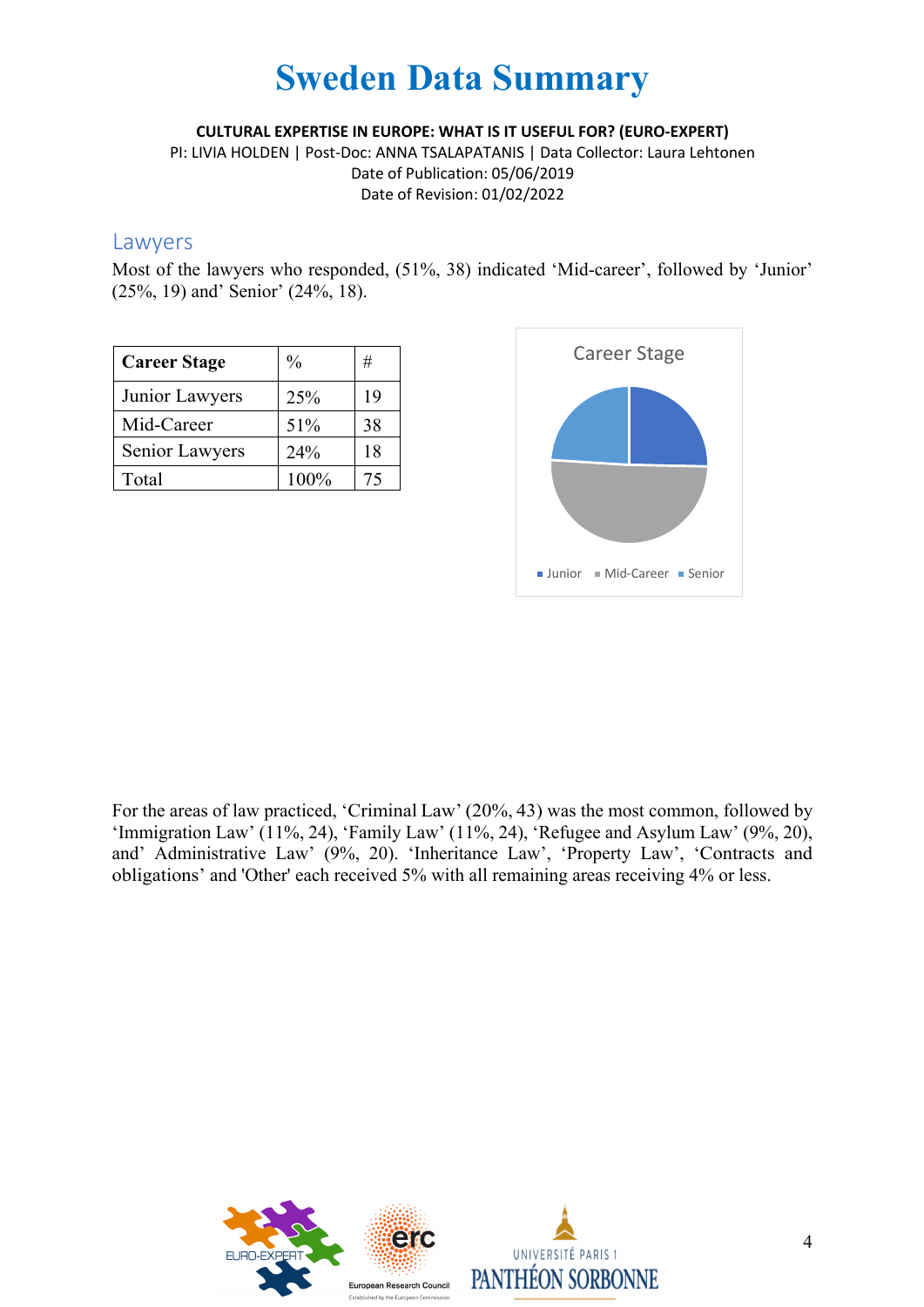# Sweden Data Summary

**CULTURAL EXPERTISE IN EUROPE: WHAT IS IT USEFUL FOR? (EURO-EXPERT)**

PI: LIVIA HOLDEN | Post-Doc: ANNA TSALAPATANIS | Data Collector: Laura Lehtonen

Date of Publication: 05/06/2019

Date of Revision: 01/02/2022

## Lawyers

Most of the lawyers who responded, (51%, 38) indicated 'Mid-career', followed by 'Junior' (25%, 19) and' Senior' (24%, 18).

| **Career Stage** | % | # |
|---|---|---|
| Junior Lawyers | 25% | 19 |
| Mid-Career | 51% | 38 |
| Senior Lawyers | 24% | 18 |
| Total | 100% | 75 |

Career Stage

Junior · Mid-Career · Senior

For the areas of law practiced, 'Criminal Law' (20%, 43) was the most common, followed by 'Immigration Law' (11%, 24), 'Family Law' (11%, 24), 'Refugee and Asylum Law' (9%, 20), and' Administrative Law' (9%, 20). 'Inheritance Law', 'Property Law', 'Contracts and obligations' and 'Other' each received 5% with all remaining areas receiving 4% or less.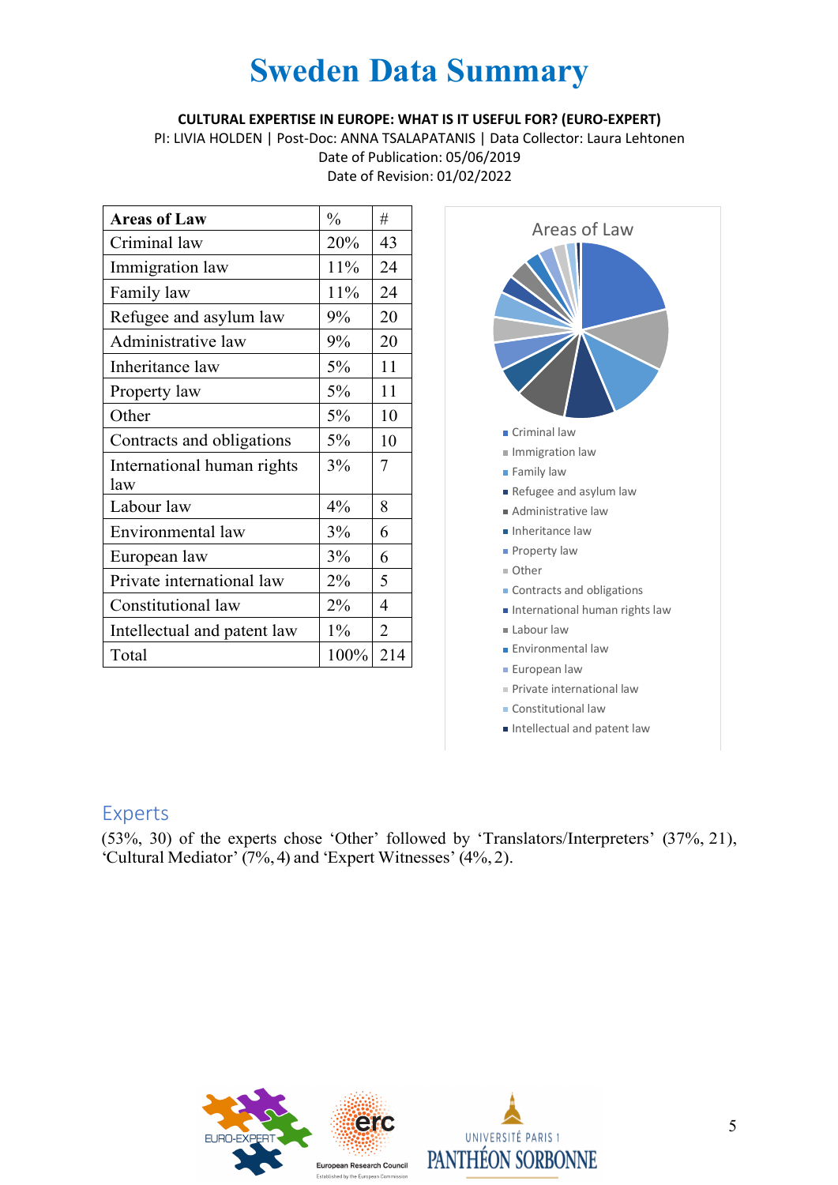# Sweden Data Summary

**CULTURAL EXPERTISE IN EUROPE: WHAT IS IT USEFUL FOR? (EURO-EXPERT)**

PI: LIVIA HOLDEN | Post-Doc: ANNA TSALAPATANIS | Data Collector: Laura Lehtonen

Date of Publication: 05/06/2019

Date of Revision: 01/02/2022

| Areas of Law | % | # |
|---|---|---|
| Criminal law | 20% | 43 |
| Immigration law | 11% | 24 |
| Family law | 11% | 24 |
| Refugee and asylum law | 9% | 20 |
| Administrative law | 9% | 20 |
| Inheritance law | 5% | 11 |
| Property law | 5% | 11 |
| Other | 5% | 10 |
| Contracts and obligations | 5% | 10 |
| International human rights law | 3% | 7 |
| Labour law | 4% | 8 |
| Environmental law | 3% | 6 |
| European law | 3% | 6 |
| Private international law | 2% | 5 |
| Constitutional law | 2% | 4 |
| Intellectual and patent law | 1% | 2 |
| Total | 100% | 214 |

Areas of Law

- Criminal law
- Immigration law
- Family law
- Refugee and asylum law
- Administrative law
- Inheritance law
- Property law
- Other
- Contracts and obligations
- International human rights law
- Labour law
- Environmental law
- European law
- Private international law
- Constitutional law
- Intellectual and patent law

## Experts

(53%, 30) of the experts chose 'Other' followed by 'Translators/Interpreters' (37%, 21), 'Cultural Mediator' (7%, 4) and 'Expert Witnesses' (4%, 2).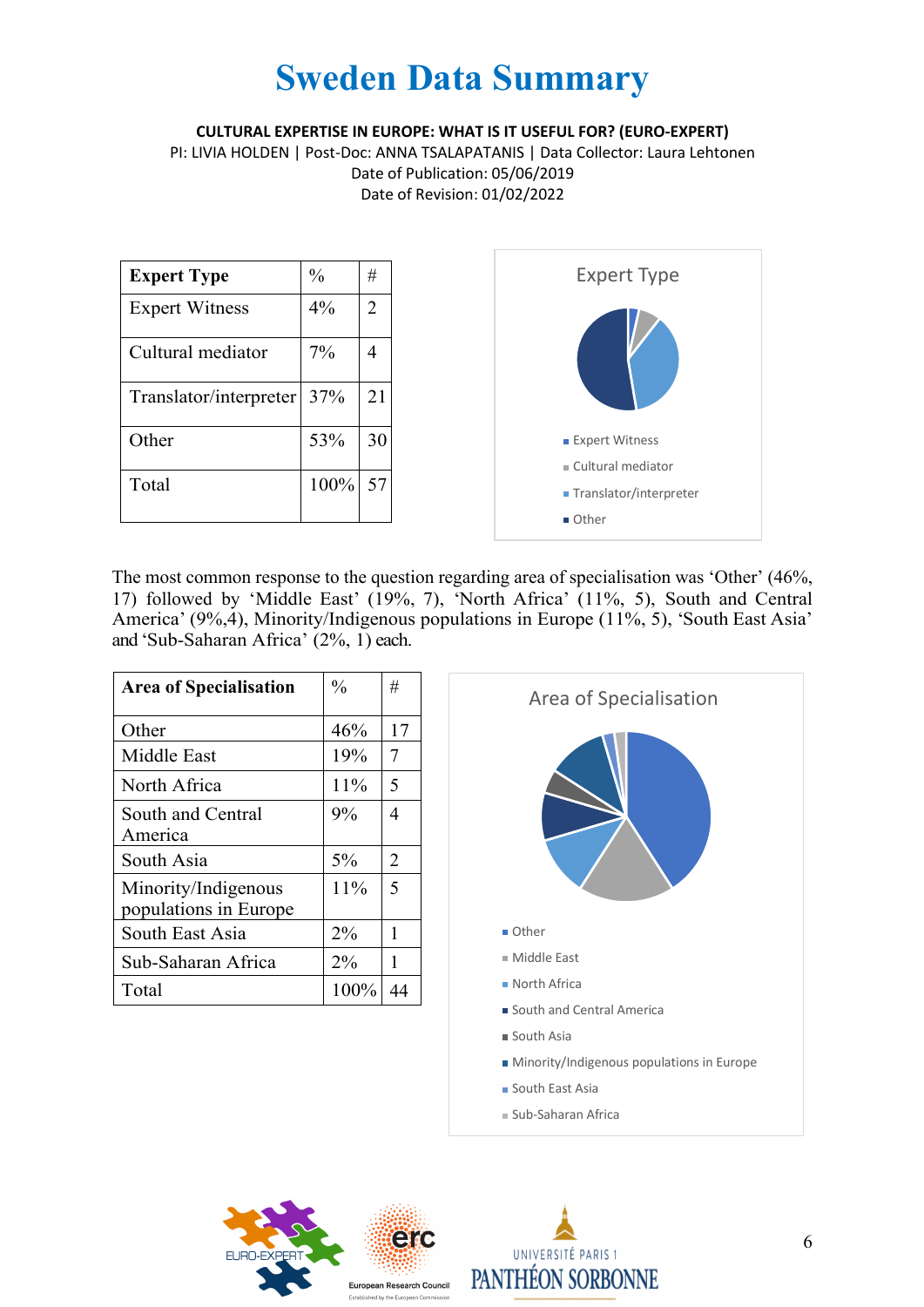# Sweden Data Summary

**CULTURAL EXPERTISE IN EUROPE: WHAT IS IT USEFUL FOR? (EURO-EXPERT)**

PI: LIVIA HOLDEN | Post-Doc: ANNA TSALAPATANIS | Data Collector: Laura Lehtonen

Date of Publication: 05/06/2019

Date of Revision: 01/02/2022

| Expert Type | % | # |
|---|---|---|
| Expert Witness | 4% | 2 |
| Cultural mediator | 7% | 4 |
| Translator/interpreter | 37% | 21 |
| Other | 53% | 30 |
| Total | 100% | 57 |

Expert Type

- Expert Witness
- Cultural mediator
- Translator/interpreter
- Other

The most common response to the question regarding area of specialisation was 'Other' (46%, 17) followed by 'Middle East' (19%, 7), 'North Africa' (11%, 5), South and Central America' (9%,4), Minority/Indigenous populations in Europe (11%, 5), 'South East Asia' and 'Sub-Saharan Africa' (2%, 1) each.

| Area of Specialisation | % | # |
|---|---|---|
| Other | 46% | 17 |
| Middle East | 19% | 7 |
| North Africa | 11% | 5 |
| South and Central America | 9% | 4 |
| South Asia | 5% | 2 |
| Minority/Indigenous populations in Europe | 11% | 5 |
| South East Asia | 2% | 1 |
| Sub-Saharan Africa | 2% | 1 |
| Total | 100% | 44 |

Area of Specialisation

- Other
- Middle East
- North Africa
- South and Central America
- South Asia
- Minority/Indigenous populations in Europe
- South East Asia
- Sub-Saharan Africa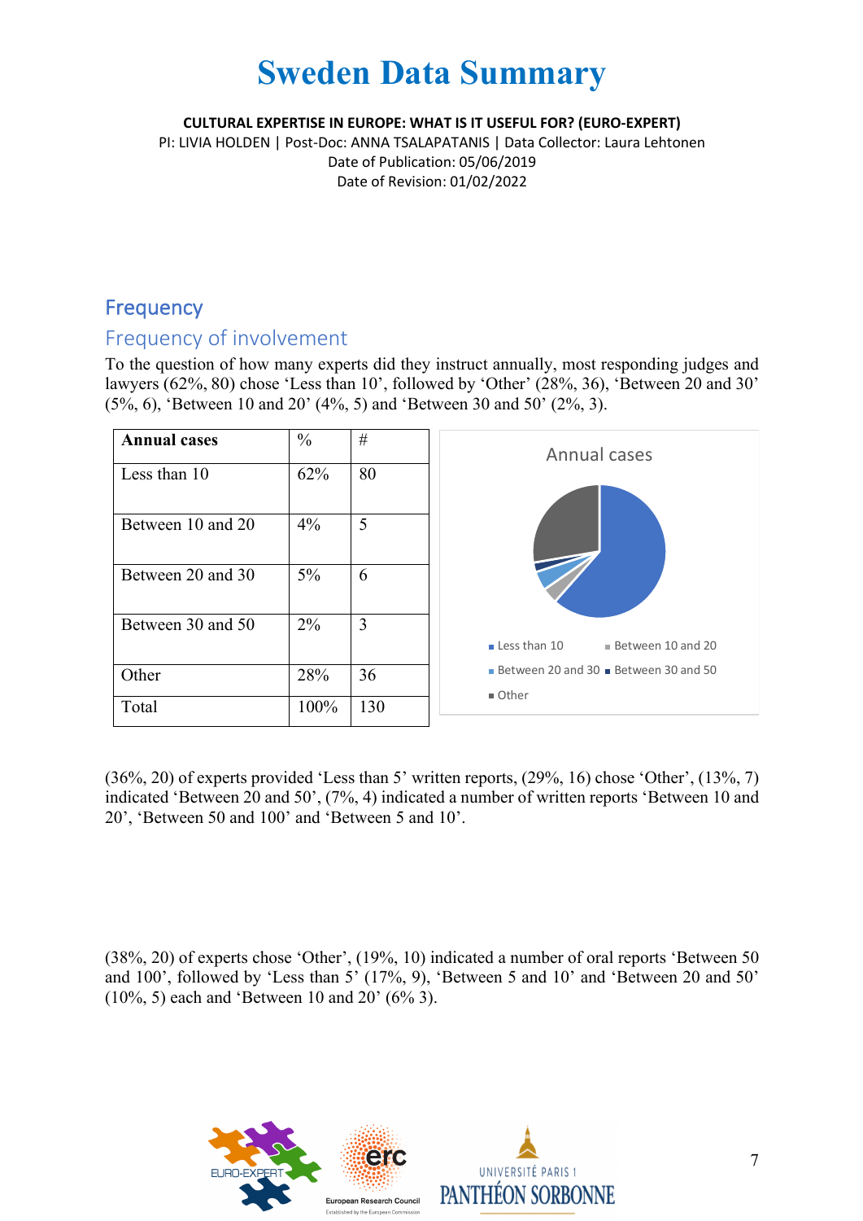# Sweden Data Summary

**CULTURAL EXPERTISE IN EUROPE: WHAT IS IT USEFUL FOR? (EURO-EXPERT)**
PI: LIVIA HOLDEN | Post-Doc: ANNA TSALAPATANIS | Data Collector: Laura Lehtonen
Date of Publication: 05/06/2019
Date of Revision: 01/02/2022

## Frequency

### Frequency of involvement

To the question of how many experts did they instruct annually, most responding judges and lawyers (62%, 80) chose 'Less than 10', followed by 'Other' (28%, 36), 'Between 20 and 30' (5%, 6), 'Between 10 and 20' (4%, 5) and 'Between 30 and 50' (2%, 3).

| Annual cases | % | # |
|---|---|---|
| Less than 10 | 62% | 80 |
| Between 10 and 20 | 4% | 5 |
| Between 20 and 30 | 5% | 6 |
| Between 30 and 50 | 2% | 3 |
| Other | 28% | 36 |
| Total | 100% | 130 |

Annual cases

Less than 10, Between 10 and 20, Between 20 and 30, Between 30 and 50, Other

(36%, 20) of experts provided 'Less than 5' written reports, (29%, 16) chose 'Other', (13%, 7) indicated 'Between 20 and 50', (7%, 4) indicated a number of written reports 'Between 10 and 20', 'Between 50 and 100' and 'Between 5 and 10'.

(38%, 20) of experts chose 'Other', (19%, 10) indicated a number of oral reports 'Between 50 and 100', followed by 'Less than 5' (17%, 9), 'Between 5 and 10' and 'Between 20 and 50' (10%, 5) each and 'Between 10 and 20' (6% 3).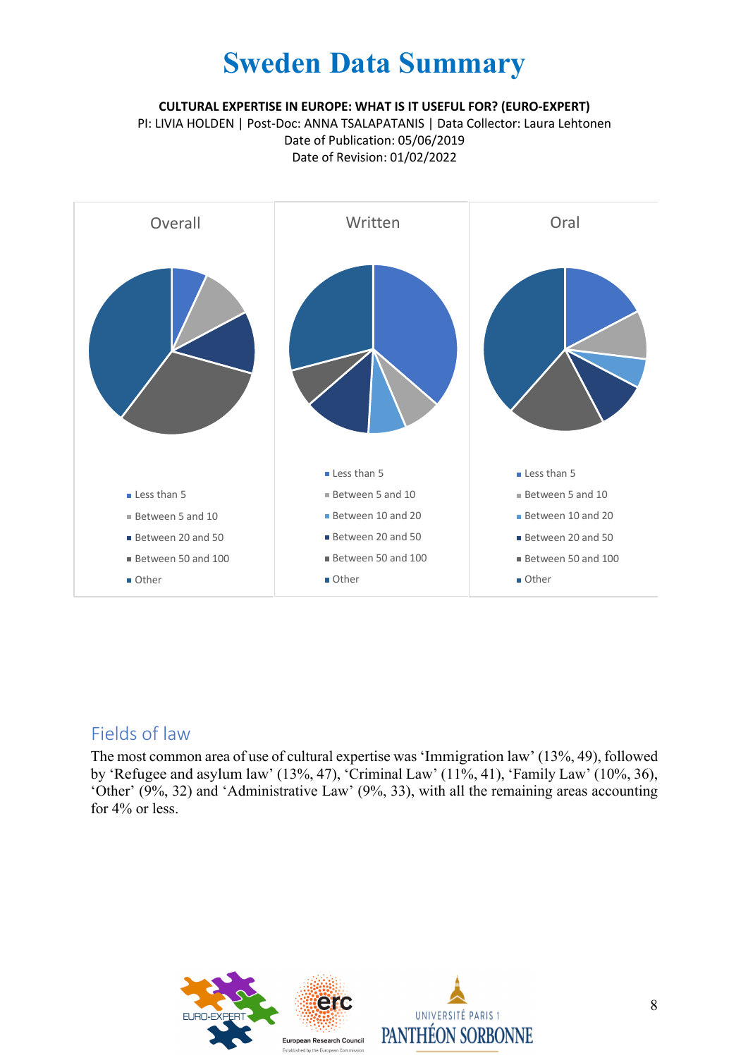# Sweden Data Summary

**CULTURAL EXPERTISE IN EUROPE: WHAT IS IT USEFUL FOR? (EURO-EXPERT)**

PI: LIVIA HOLDEN | Post-Doc: ANNA TSALAPATANIS | Data Collector: Laura Lehtonen

Date of Publication: 05/06/2019

Date of Revision: 01/02/2022

Overall

- Less than 5
- Between 5 and 10
- Between 20 and 50
- Between 50 and 100
- Other

Written

- Less than 5
- Between 5 and 10
- Between 10 and 20
- Between 20 and 50
- Between 50 and 100
- Other

Oral

- Less than 5
- Between 5 and 10
- Between 10 and 20
- Between 20 and 50
- Between 50 and 100
- Other

## Fields of law

The most common area of use of cultural expertise was 'Immigration law' (13%, 49), followed by 'Refugee and asylum law' (13%, 47), 'Criminal Law' (11%, 41), 'Family Law' (10%, 36), 'Other' (9%, 32) and 'Administrative Law' (9%, 33), with all the remaining areas accounting for 4% or less.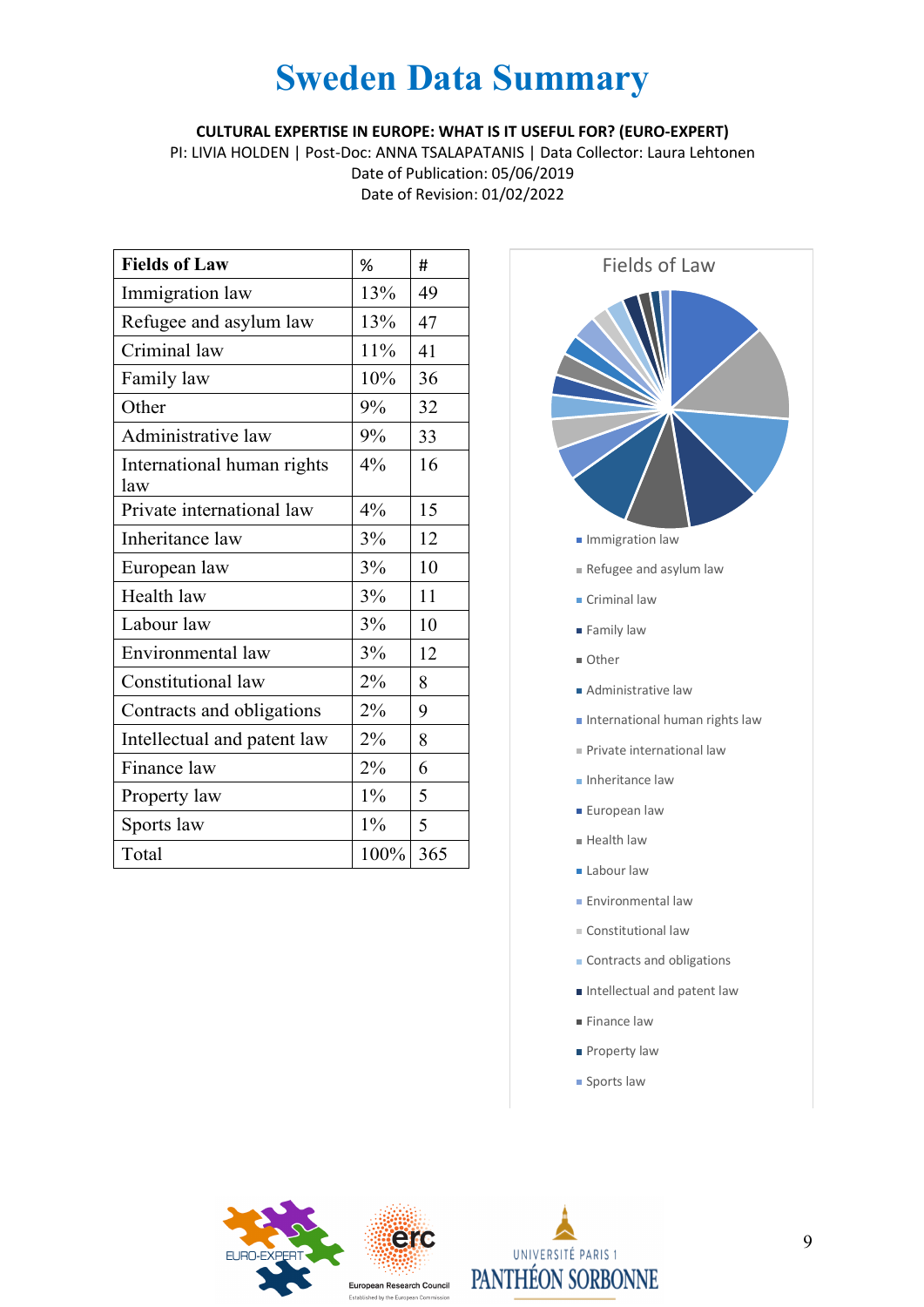# Sweden Data Summary

**CULTURAL EXPERTISE IN EUROPE: WHAT IS IT USEFUL FOR? (EURO-EXPERT)**

PI: LIVIA HOLDEN | Post-Doc: ANNA TSALAPATANIS | Data Collector: Laura Lehtonen

Date of Publication: 05/06/2019

Date of Revision: 01/02/2022

| Fields of Law | % | # |
|---|---|---|
| Immigration law | 13% | 49 |
| Refugee and asylum law | 13% | 47 |
| Criminal law | 11% | 41 |
| Family law | 10% | 36 |
| Other | 9% | 32 |
| Administrative law | 9% | 33 |
| International human rights law | 4% | 16 |
| Private international law | 4% | 15 |
| Inheritance law | 3% | 12 |
| European law | 3% | 10 |
| Health law | 3% | 11 |
| Labour law | 3% | 10 |
| Environmental law | 3% | 12 |
| Constitutional law | 2% | 8 |
| Contracts and obligations | 2% | 9 |
| Intellectual and patent law | 2% | 8 |
| Finance law | 2% | 6 |
| Property law | 1% | 5 |
| Sports law | 1% | 5 |
| Total | 100% | 365 |

Fields of Law

- Immigration law
- Refugee and asylum law
- Criminal law
- Family law
- Other
- Administrative law
- International human rights law
- Private international law
- Inheritance law
- European law
- Health law
- Labour law
- Environmental law
- Constitutional law
- Contracts and obligations
- Intellectual and patent law
- Finance law
- Property law
- Sports law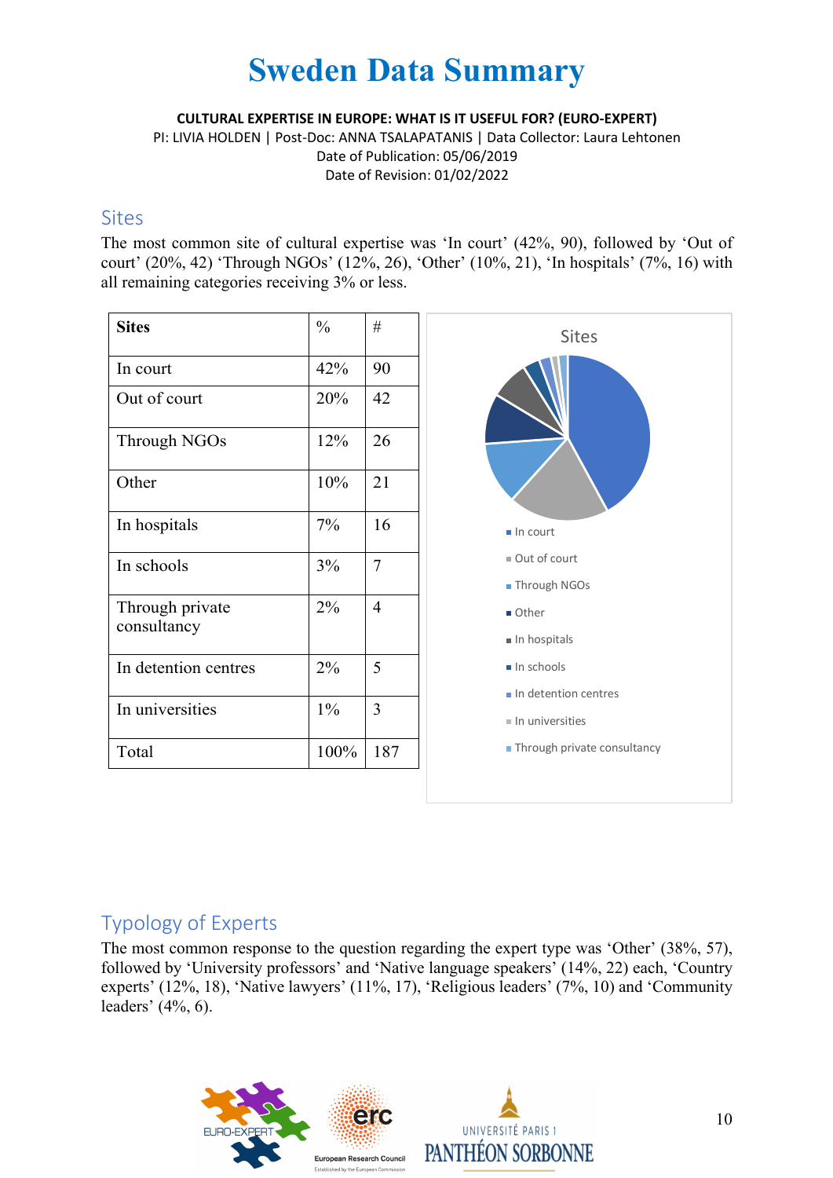# Sweden Data Summary

**CULTURAL EXPERTISE IN EUROPE: WHAT IS IT USEFUL FOR? (EURO-EXPERT)**

PI: LIVIA HOLDEN | Post-Doc: ANNA TSALAPATANIS | Data Collector: Laura Lehtonen

Date of Publication: 05/06/2019

Date of Revision: 01/02/2022

## Sites

The most common site of cultural expertise was 'In court' (42%, 90), followed by 'Out of court' (20%, 42) 'Through NGOs' (12%, 26), 'Other' (10%, 21), 'In hospitals' (7%, 16) with all remaining categories receiving 3% or less.

| Sites | % | # |
|---|---|---|
| In court | 42% | 90 |
| Out of court | 20% | 42 |
| Through NGOs | 12% | 26 |
| Other | 10% | 21 |
| In hospitals | 7% | 16 |
| In schools | 3% | 7 |
| Through private consultancy | 2% | 4 |
| In detention centres | 2% | 5 |
| In universities | 1% | 3 |
| Total | 100% | 187 |

Sites

- In court
- Out of court
- Through NGOs
- Other
- In hospitals
- In schools
- In detention centres
- In universities
- Through private consultancy

## Typology of Experts

The most common response to the question regarding the expert type was 'Other' (38%, 57), followed by 'University professors' and 'Native language speakers' (14%, 22) each, 'Country experts' (12%, 18), 'Native lawyers' (11%, 17), 'Religious leaders' (7%, 10) and 'Community leaders' (4%, 6).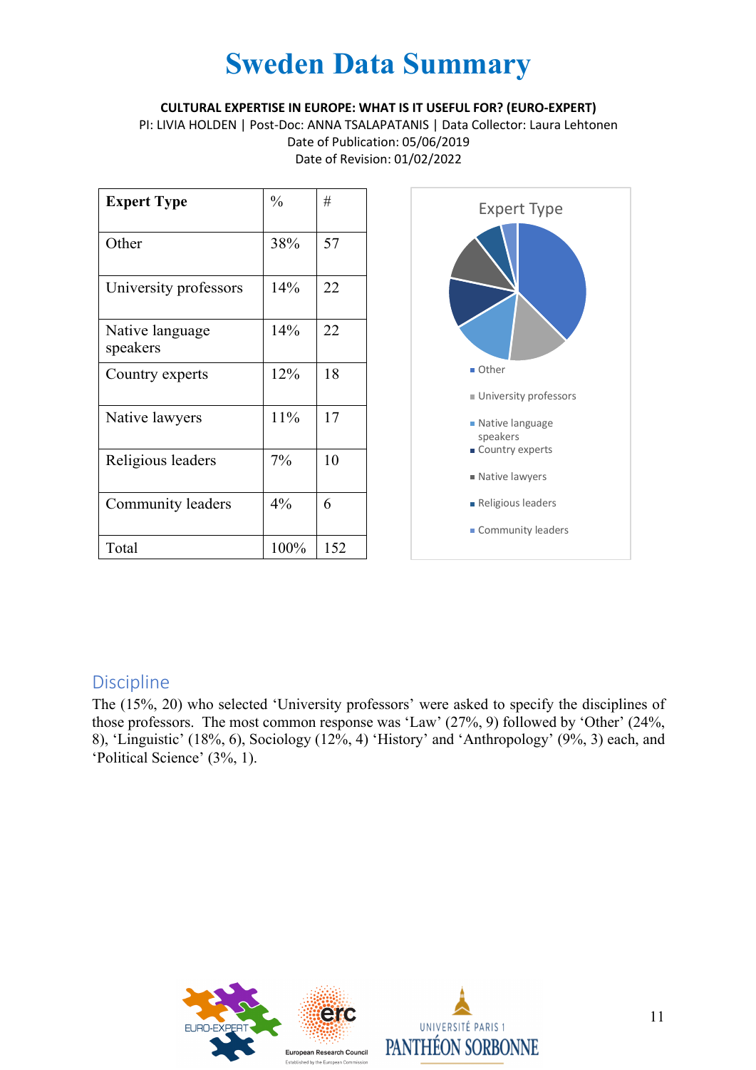# Sweden Data Summary

**CULTURAL EXPERTISE IN EUROPE: WHAT IS IT USEFUL FOR? (EURO-EXPERT)**

PI: LIVIA HOLDEN | Post-Doc: ANNA TSALAPATANIS | Data Collector: Laura Lehtonen

Date of Publication: 05/06/2019

Date of Revision: 01/02/2022

| Expert Type | % | # |
|---|---|---|
| Other | 38% | 57 |
| University professors | 14% | 22 |
| Native language speakers | 14% | 22 |
| Country experts | 12% | 18 |
| Native lawyers | 11% | 17 |
| Religious leaders | 7% | 10 |
| Community leaders | 4% | 6 |
| Total | 100% | 152 |

Expert Type

- Other
- University professors
- Native language speakers
- Country experts
- Native lawyers
- Religious leaders
- Community leaders

## Discipline

The (15%, 20) who selected 'University professors' were asked to specify the disciplines of those professors. The most common response was 'Law' (27%, 9) followed by 'Other' (24%, 8), 'Linguistic' (18%, 6), Sociology (12%, 4) 'History' and 'Anthropology' (9%, 3) each, and 'Political Science' (3%, 1).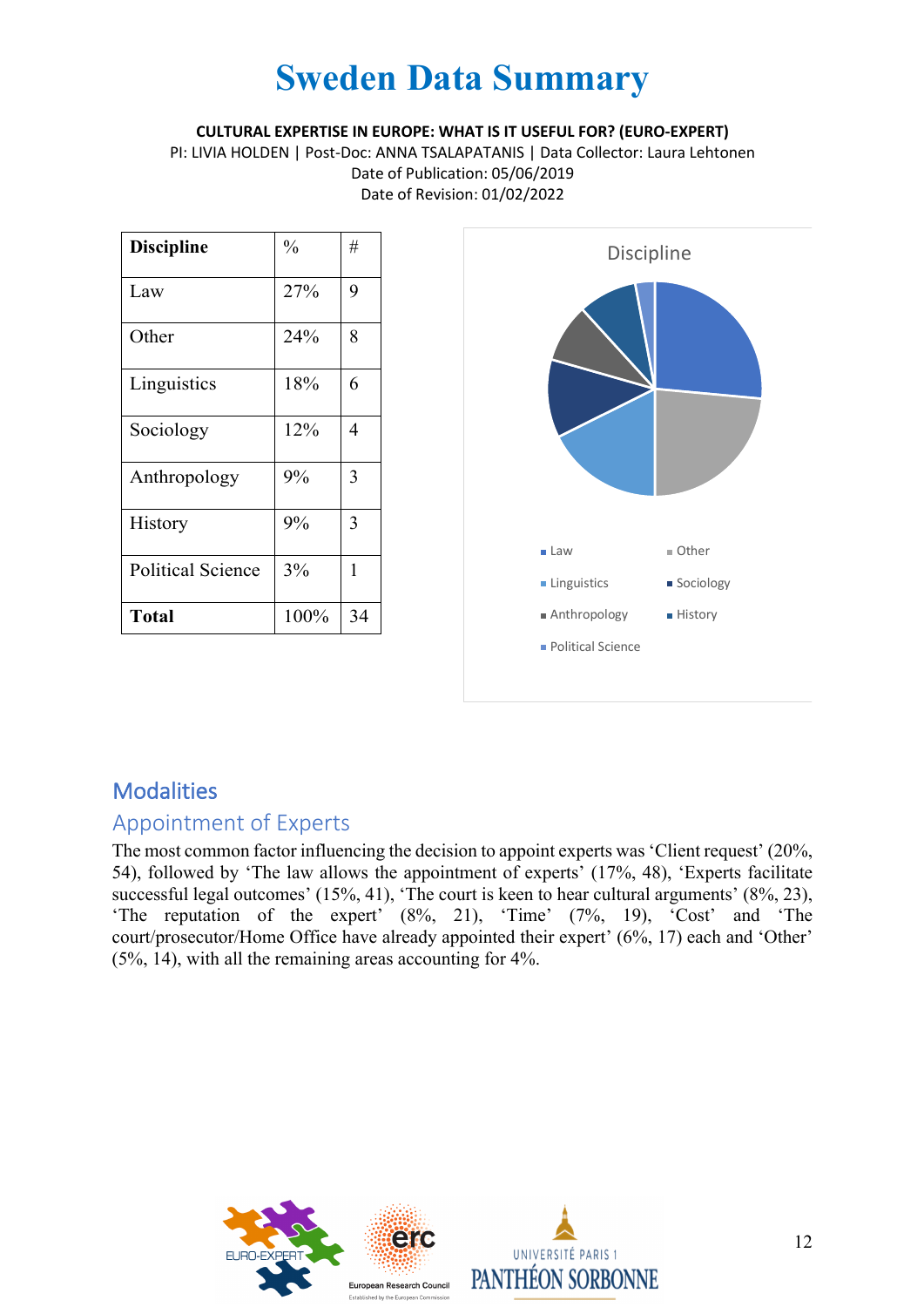# Sweden Data Summary

**CULTURAL EXPERTISE IN EUROPE: WHAT IS IT USEFUL FOR? (EURO-EXPERT)**

PI: LIVIA HOLDEN | Post-Doc: ANNA TSALAPATANIS | Data Collector: Laura Lehtonen

Date of Publication: 05/06/2019

Date of Revision: 01/02/2022

| Discipline | % | # |
|---|---|---|
| Law | 27% | 9 |
| Other | 24% | 8 |
| Linguistics | 18% | 6 |
| Sociology | 12% | 4 |
| Anthropology | 9% | 3 |
| History | 9% | 3 |
| Political Science | 3% | 1 |
| **Total** | 100% | 34 |

## Modalities

### Appointment of Experts

The most common factor influencing the decision to appoint experts was 'Client request' (20%, 54), followed by 'The law allows the appointment of experts' (17%, 48), 'Experts facilitate successful legal outcomes' (15%, 41), 'The court is keen to hear cultural arguments' (8%, 23), 'The reputation of the expert' (8%, 21), 'Time' (7%, 19), 'Cost' and 'The court/prosecutor/Home Office have already appointed their expert' (6%, 17) each and 'Other' (5%, 14), with all the remaining areas accounting for 4%.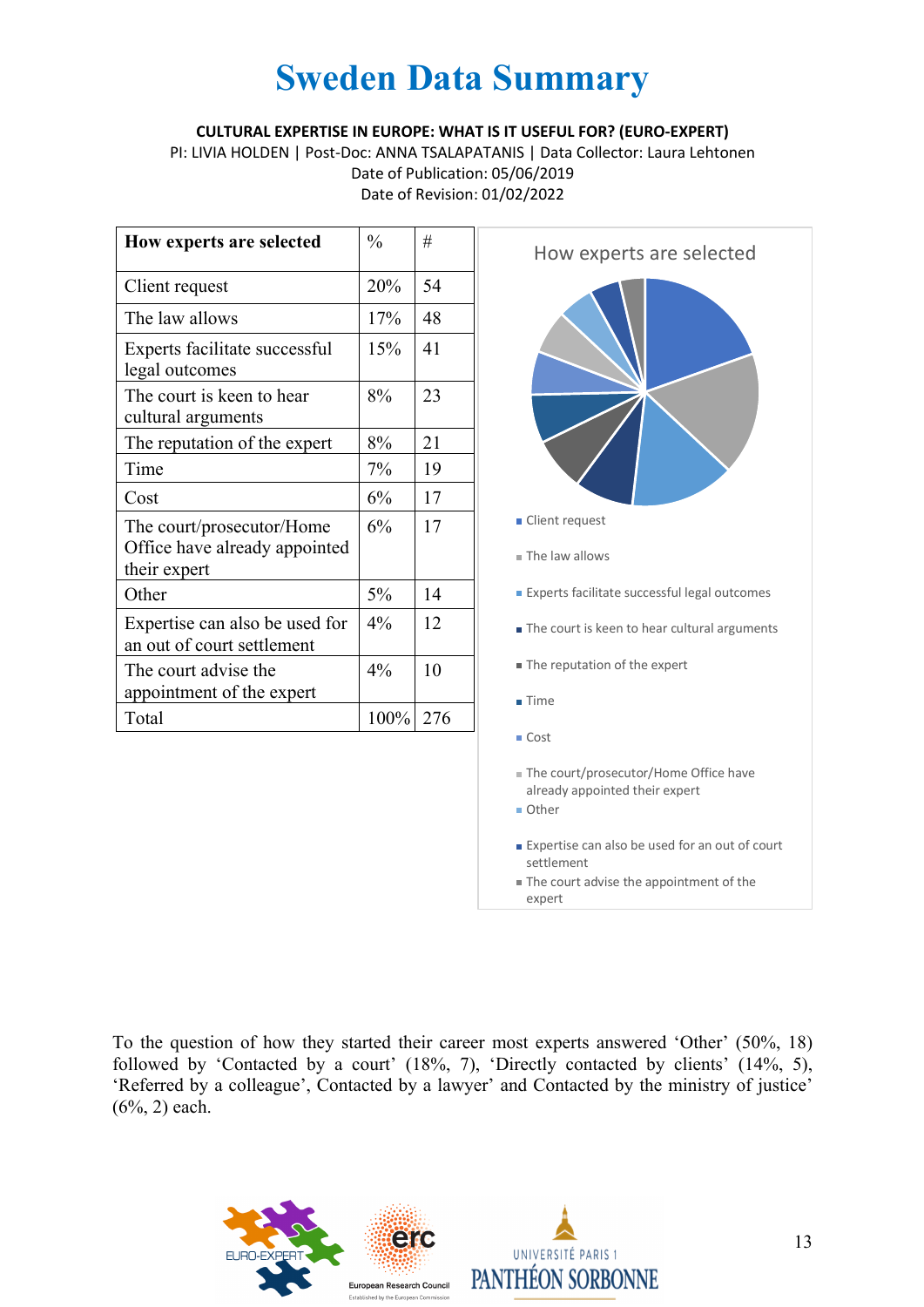# Sweden Data Summary

**CULTURAL EXPERTISE IN EUROPE: WHAT IS IT USEFUL FOR? (EURO-EXPERT)**
PI: LIVIA HOLDEN | Post-Doc: ANNA TSALAPATANIS | Data Collector: Laura Lehtonen
Date of Publication: 05/06/2019
Date of Revision: 01/02/2022

| How experts are selected | % | # |
|---|---|---|
| Client request | 20% | 54 |
| The law allows | 17% | 48 |
| Experts facilitate successful legal outcomes | 15% | 41 |
| The court is keen to hear cultural arguments | 8% | 23 |
| The reputation of the expert | 8% | 21 |
| Time | 7% | 19 |
| Cost | 6% | 17 |
| The court/prosecutor/Home Office have already appointed their expert | 6% | 17 |
| Other | 5% | 14 |
| Expertise can also be used for an out of court settlement | 4% | 12 |
| The court advise the appointment of the expert | 4% | 10 |
| Total | 100% | 276 |

How experts are selected

- Client request
- The law allows
- Experts facilitate successful legal outcomes
- The court is keen to hear cultural arguments
- The reputation of the expert
- Time
- Cost
- The court/prosecutor/Home Office have already appointed their expert
- Other
- Expertise can also be used for an out of court settlement
- The court advise the appointment of the expert

To the question of how they started their career most experts answered 'Other' (50%, 18) followed by 'Contacted by a court' (18%, 7), 'Directly contacted by clients' (14%, 5), 'Referred by a colleague', Contacted by a lawyer' and Contacted by the ministry of justice' (6%, 2) each.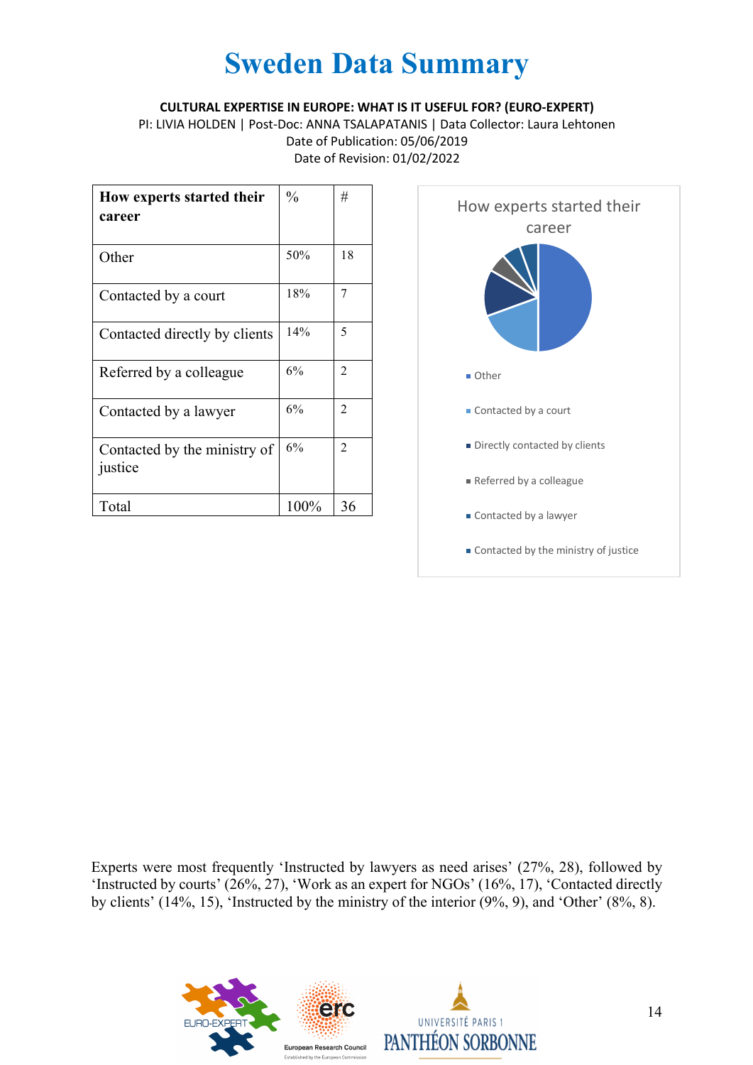# Sweden Data Summary

**CULTURAL EXPERTISE IN EUROPE: WHAT IS IT USEFUL FOR? (EURO-EXPERT)**

PI: LIVIA HOLDEN | Post-Doc: ANNA TSALAPATANIS | Data Collector: Laura Lehtonen

Date of Publication: 05/06/2019

Date of Revision: 01/02/2022

| How experts started their career | % | # |
|---|---|---|
| Other | 50% | 18 |
| Contacted by a court | 18% | 7 |
| Contacted directly by clients | 14% | 5 |
| Referred by a colleague | 6% | 2 |
| Contacted by a lawyer | 6% | 2 |
| Contacted by the ministry of justice | 6% | 2 |
| Total | 100% | 36 |

How experts started their career

- Other
- Contacted by a court
- Directly contacted by clients
- Referred by a colleague
- Contacted by a lawyer
- Contacted by the ministry of justice

Experts were most frequently 'Instructed by lawyers as need arises' (27%, 28), followed by 'Instructed by courts' (26%, 27), 'Work as an expert for NGOs' (16%, 17), 'Contacted directly by clients' (14%, 15), 'Instructed by the ministry of the interior (9%, 9), and 'Other' (8%, 8).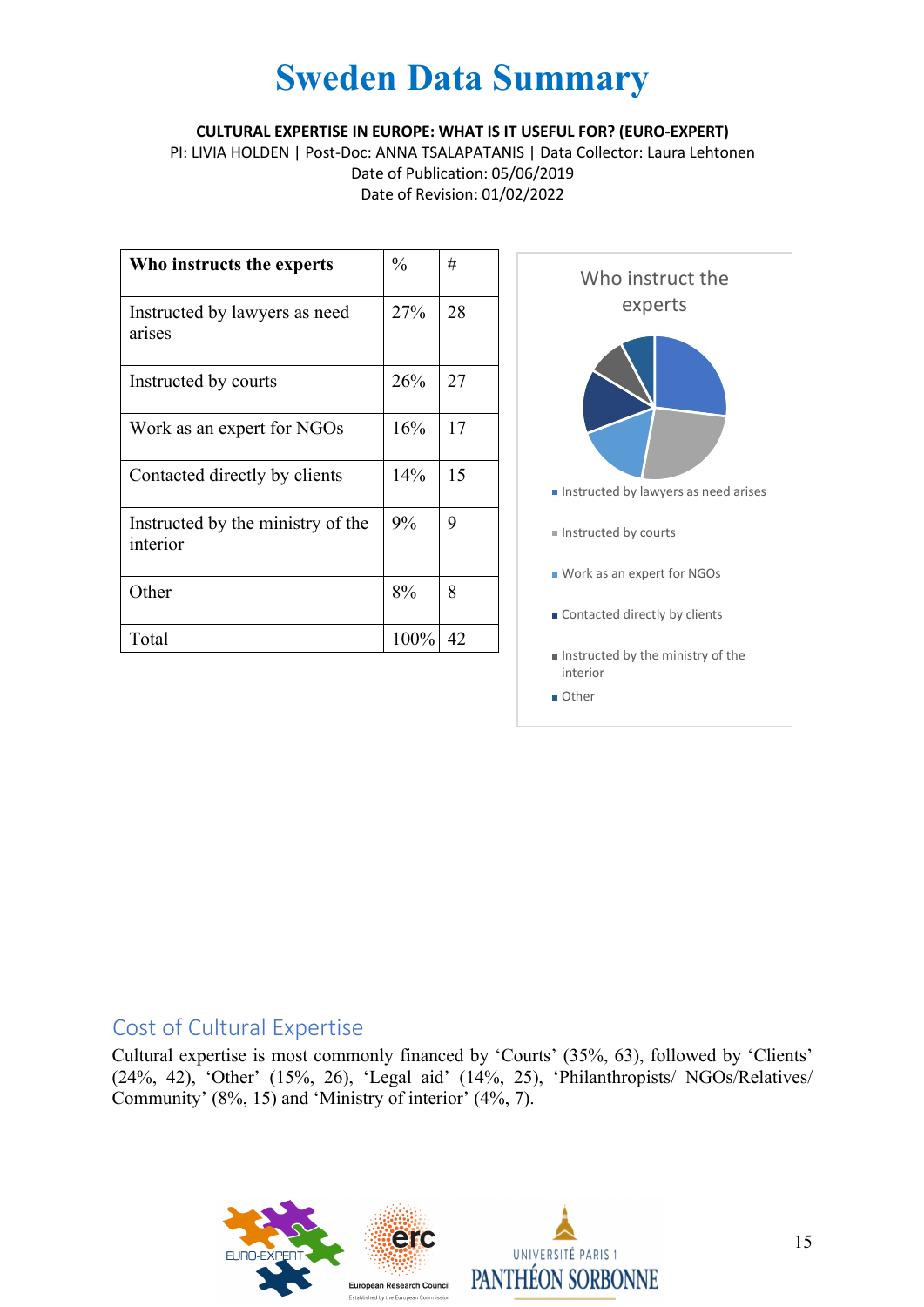# Sweden Data Summary

**CULTURAL EXPERTISE IN EUROPE: WHAT IS IT USEFUL FOR? (EURO-EXPERT)**
PI: LIVIA HOLDEN | Post-Doc: ANNA TSALAPATANIS | Data Collector: Laura Lehtonen
Date of Publication: 05/06/2019
Date of Revision: 01/02/2022

| Who instructs the experts | % | # |
|---|---|---|
| Instructed by lawyers as need arises | 27% | 28 |
| Instructed by courts | 26% | 27 |
| Work as an expert for NGOs | 16% | 17 |
| Contacted directly by clients | 14% | 15 |
| Instructed by the ministry of the interior | 9% | 9 |
| Other | 8% | 8 |
| Total | 100% | 42 |

Who instruct the experts

- Instructed by lawyers as need arises
- Instructed by courts
- Work as an expert for NGOs
- Contacted directly by clients
- Instructed by the ministry of the interior
- Other

## Cost of Cultural Expertise

Cultural expertise is most commonly financed by 'Courts' (35%, 63), followed by 'Clients' (24%, 42), 'Other' (15%, 26), 'Legal aid' (14%, 25), 'Philanthropists/ NGOs/Relatives/ Community' (8%, 15) and 'Ministry of interior' (4%, 7).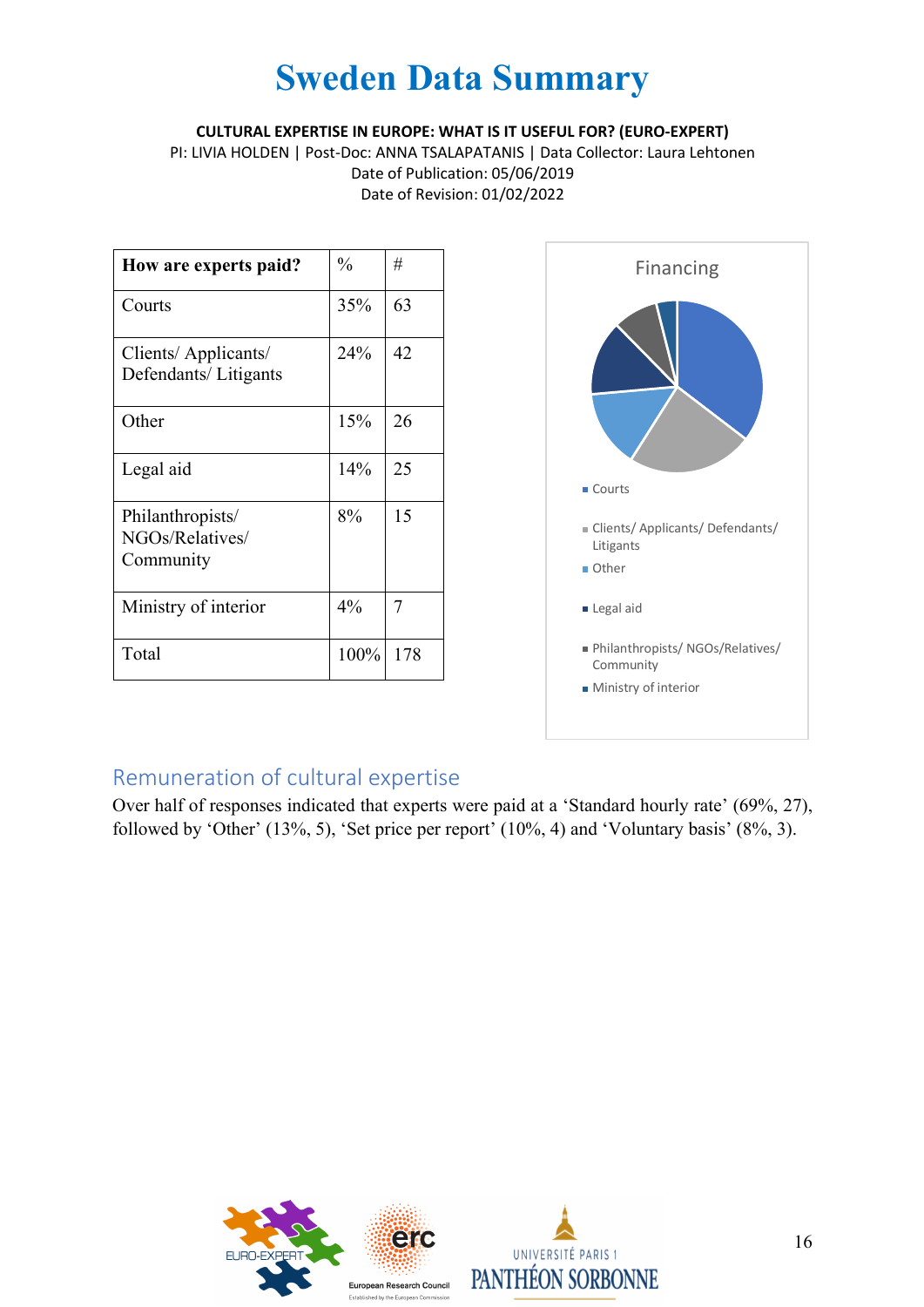# Sweden Data Summary

**CULTURAL EXPERTISE IN EUROPE: WHAT IS IT USEFUL FOR? (EURO-EXPERT)**
PI: LIVIA HOLDEN | Post-Doc: ANNA TSALAPATANIS | Data Collector: Laura Lehtonen
Date of Publication: 05/06/2019
Date of Revision: 01/02/2022

| How are experts paid? | % | # |
|---|---|---|
| Courts | 35% | 63 |
| Clients/ Applicants/ Defendants/ Litigants | 24% | 42 |
| Other | 15% | 26 |
| Legal aid | 14% | 25 |
| Philanthropists/ NGOs/Relatives/ Community | 8% | 15 |
| Ministry of interior | 4% | 7 |
| Total | 100% | 178 |

Financing

- Courts
- Clients/ Applicants/ Defendants/ Litigants
- Other
- Legal aid
- Philanthropists/ NGOs/Relatives/ Community
- Ministry of interior

## Remuneration of cultural expertise

Over half of responses indicated that experts were paid at a 'Standard hourly rate' (69%, 27), followed by 'Other' (13%, 5), 'Set price per report' (10%, 4) and 'Voluntary basis' (8%, 3).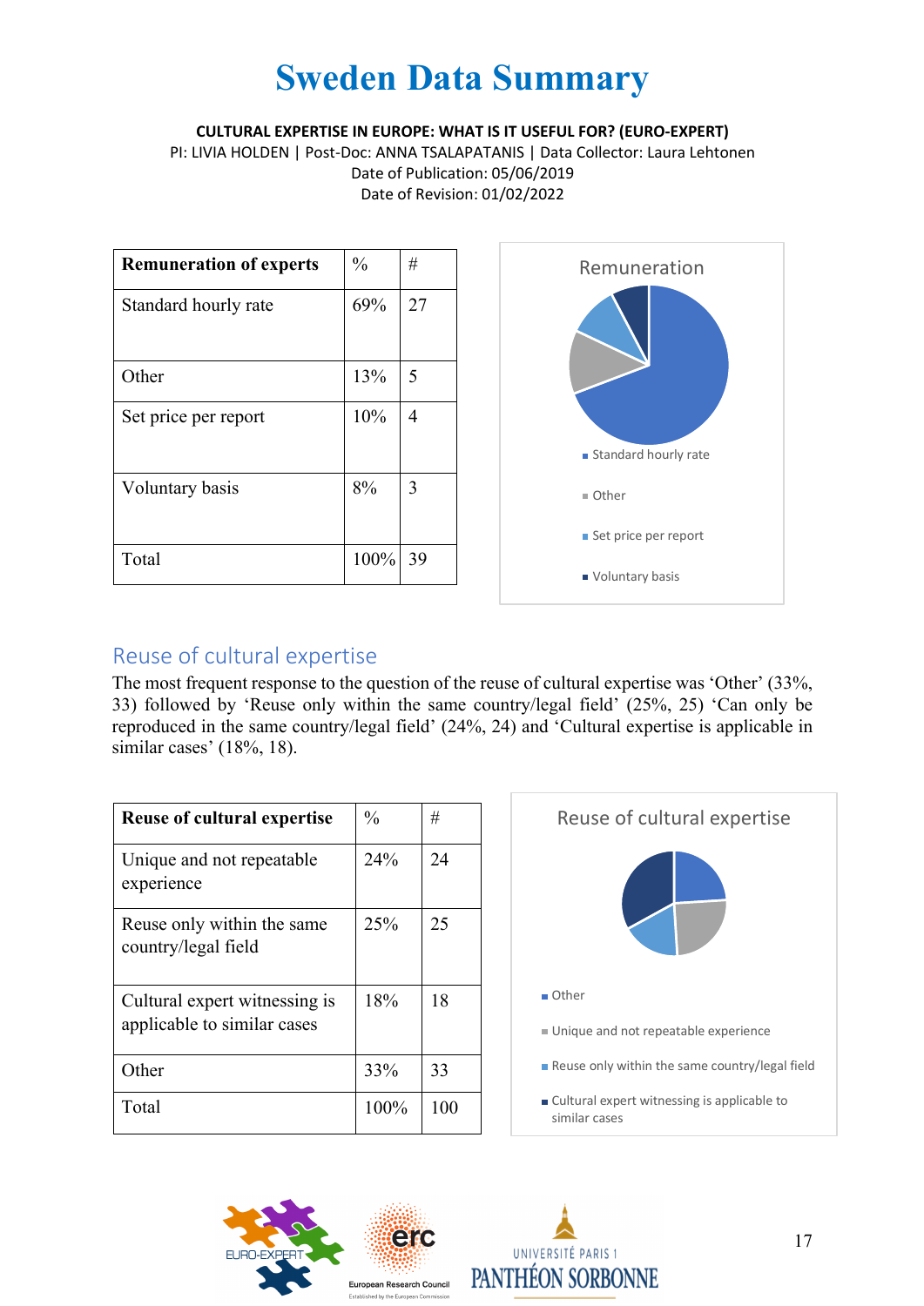# Sweden Data Summary

**CULTURAL EXPERTISE IN EUROPE: WHAT IS IT USEFUL FOR? (EURO-EXPERT)**
PI: LIVIA HOLDEN | Post-Doc: ANNA TSALAPATANIS | Data Collector: Laura Lehtonen
Date of Publication: 05/06/2019
Date of Revision: 01/02/2022

| Remuneration of experts | % | # |
|---|---|---|
| Standard hourly rate | 69% | 27 |
| Other | 13% | 5 |
| Set price per report | 10% | 4 |
| Voluntary basis | 8% | 3 |
| Total | 100% | 39 |

Remuneration

- Standard hourly rate
- Other
- Set price per report
- Voluntary basis

## Reuse of cultural expertise

The most frequent response to the question of the reuse of cultural expertise was 'Other' (33%, 33) followed by 'Reuse only within the same country/legal field' (25%, 25) 'Can only be reproduced in the same country/legal field' (24%, 24) and 'Cultural expertise is applicable in similar cases' (18%, 18).

| Reuse of cultural expertise | % | # |
|---|---|---|
| Unique and not repeatable experience | 24% | 24 |
| Reuse only within the same country/legal field | 25% | 25 |
| Cultural expert witnessing is applicable to similar cases | 18% | 18 |
| Other | 33% | 33 |
| Total | 100% | 100 |

Reuse of cultural expertise

- Other
- Unique and not repeatable experience
- Reuse only within the same country/legal field
- Cultural expert witnessing is applicable to similar cases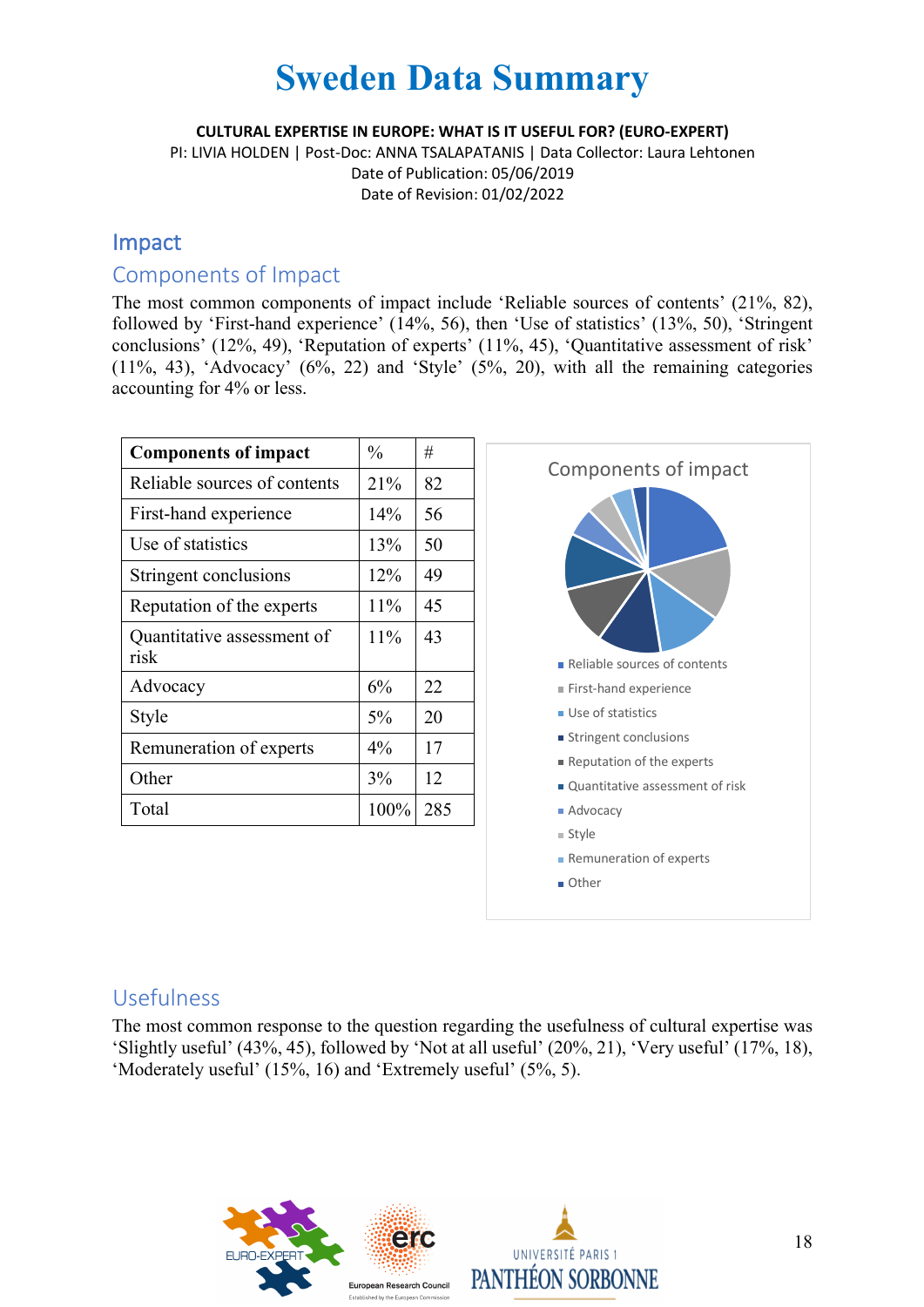# Sweden Data Summary

**CULTURAL EXPERTISE IN EUROPE: WHAT IS IT USEFUL FOR? (EURO-EXPERT)**

PI: LIVIA HOLDEN | Post-Doc: ANNA TSALAPATANIS | Data Collector: Laura Lehtonen

Date of Publication: 05/06/2019

Date of Revision: 01/02/2022

## Impact

### Components of Impact

The most common components of impact include 'Reliable sources of contents' (21%, 82), followed by 'First-hand experience' (14%, 56), then 'Use of statistics' (13%, 50), 'Stringent conclusions' (12%, 49), 'Reputation of experts' (11%, 45), 'Quantitative assessment of risk' (11%, 43), 'Advocacy' (6%, 22) and 'Style' (5%, 20), with all the remaining categories accounting for 4% or less.

| **Components of impact** | % | # |
|---|---|---|
| Reliable sources of contents | 21% | 82 |
| First-hand experience | 14% | 56 |
| Use of statistics | 13% | 50 |
| Stringent conclusions | 12% | 49 |
| Reputation of the experts | 11% | 45 |
| Quantitative assessment of risk | 11% | 43 |
| Advocacy | 6% | 22 |
| Style | 5% | 20 |
| Remuneration of experts | 4% | 17 |
| Other | 3% | 12 |
| Total | 100% | 285 |

Components of impact

- Reliable sources of contents
- First-hand experience
- Use of statistics
- Stringent conclusions
- Reputation of the experts
- Quantitative assessment of risk
- Advocacy
- Style
- Remuneration of experts
- Other

### Usefulness

The most common response to the question regarding the usefulness of cultural expertise was 'Slightly useful' (43%, 45), followed by 'Not at all useful' (20%, 21), 'Very useful' (17%, 18), 'Moderately useful' (15%, 16) and 'Extremely useful' (5%, 5).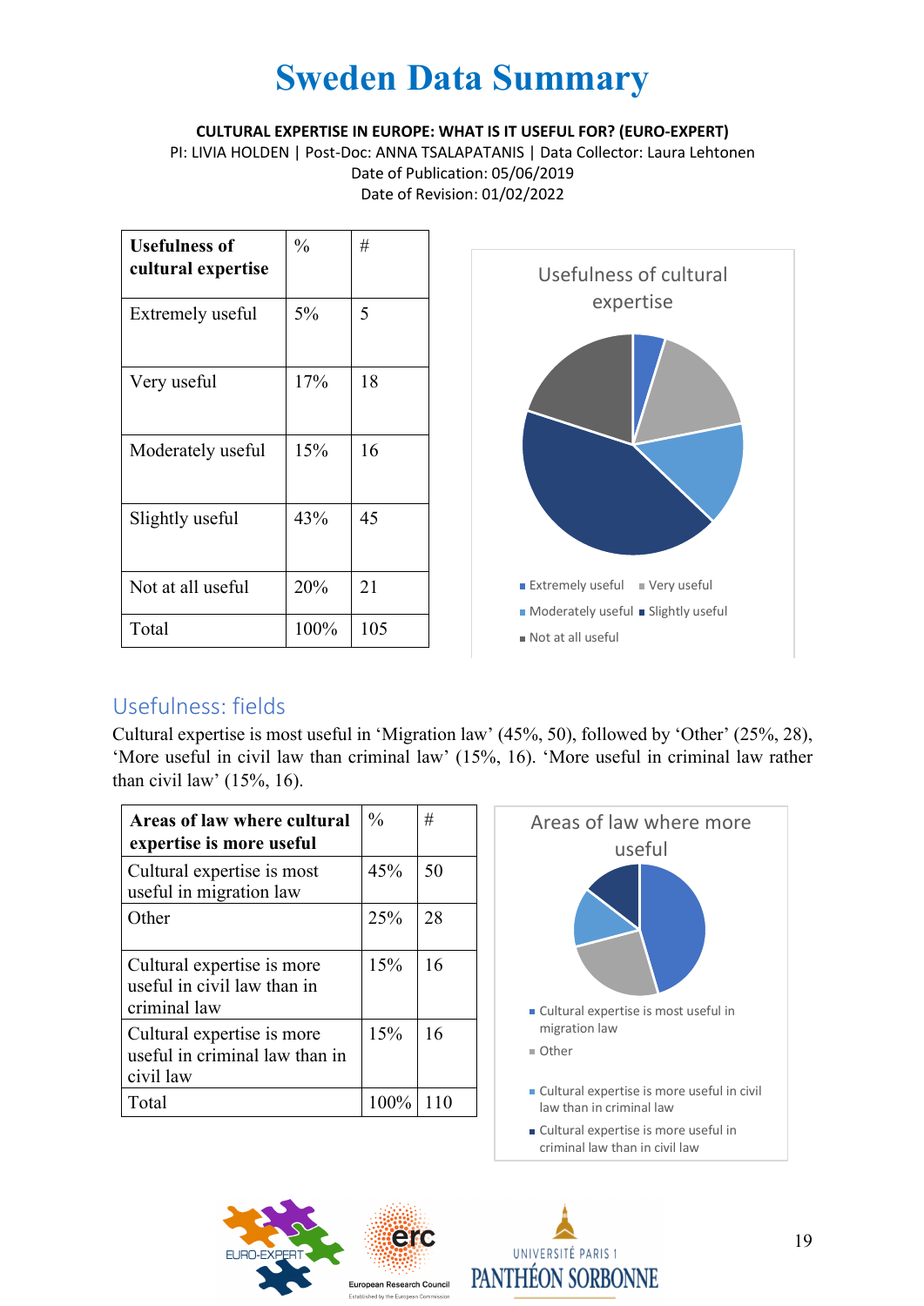# Sweden Data Summary

**CULTURAL EXPERTISE IN EUROPE: WHAT IS IT USEFUL FOR? (EURO-EXPERT)**

PI: LIVIA HOLDEN | Post-Doc: ANNA TSALAPATANIS | Data Collector: Laura Lehtonen

Date of Publication: 05/06/2019

Date of Revision: 01/02/2022

| Usefulness of cultural expertise | % | # |
|---|---|---|
| Extremely useful | 5% | 5 |
| Very useful | 17% | 18 |
| Moderately useful | 15% | 16 |
| Slightly useful | 43% | 45 |
| Not at all useful | 20% | 21 |
| Total | 100% | 105 |

Usefulness of cultural expertise

- Extremely useful
- Very useful
- Moderately useful
- Slightly useful
- Not at all useful

## Usefulness: fields

Cultural expertise is most useful in 'Migration law' (45%, 50), followed by 'Other' (25%, 28), 'More useful in civil law than criminal law' (15%, 16). 'More useful in criminal law rather than civil law' (15%, 16).

| Areas of law where cultural expertise is more useful | % | # |
|---|---|---|
| Cultural expertise is most useful in migration law | 45% | 50 |
| Other | 25% | 28 |
| Cultural expertise is more useful in civil law than in criminal law | 15% | 16 |
| Cultural expertise is more useful in criminal law than in civil law | 15% | 16 |
| Total | 100% | 110 |

Areas of law where more useful

- Cultural expertise is most useful in migration law
- Other
- Cultural expertise is more useful in civil law than in criminal law
- Cultural expertise is more useful in criminal law than in civil law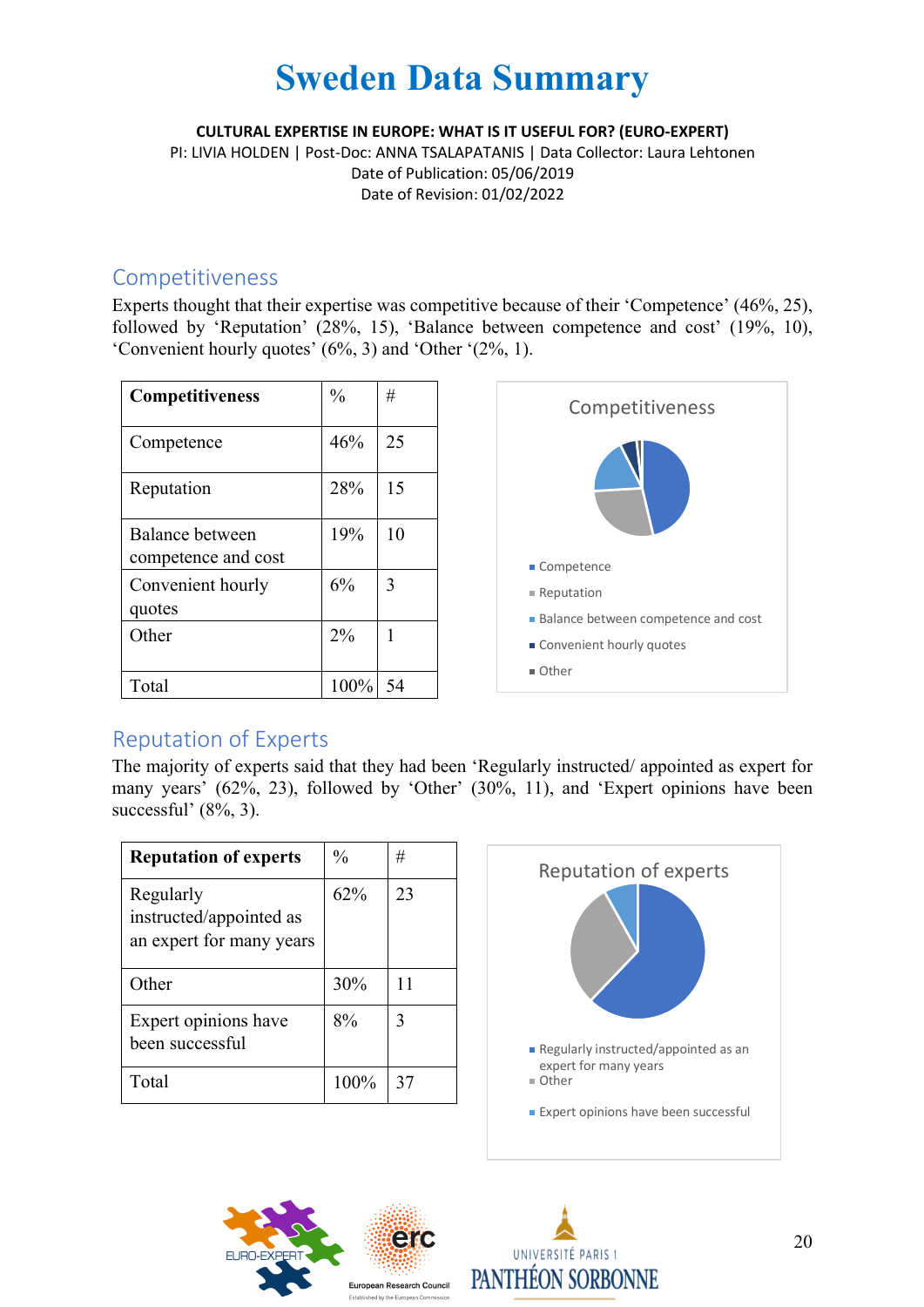# Sweden Data Summary

**CULTURAL EXPERTISE IN EUROPE: WHAT IS IT USEFUL FOR? (EURO-EXPERT)**

PI: LIVIA HOLDEN | Post-Doc: ANNA TSALAPATANIS | Data Collector: Laura Lehtonen

Date of Publication: 05/06/2019

Date of Revision: 01/02/2022

## Competitiveness

Experts thought that their expertise was competitive because of their 'Competence' (46%, 25), followed by 'Reputation' (28%, 15), 'Balance between competence and cost' (19%, 10), 'Convenient hourly quotes' (6%, 3) and 'Other '(2%, 1).

| **Competitiveness** | % | # |
|---|---|---|
| Competence | 46% | 25 |
| Reputation | 28% | 15 |
| Balance between competence and cost | 19% | 10 |
| Convenient hourly quotes | 6% | 3 |
| Other | 2% | 1 |
| Total | 100% | 54 |

Competitiveness

- Competence
- Reputation
- Balance between competence and cost
- Convenient hourly quotes
- Other

## Reputation of Experts

The majority of experts said that they had been 'Regularly instructed/ appointed as expert for many years' (62%, 23), followed by 'Other' (30%, 11), and 'Expert opinions have been successful' (8%, 3).

| **Reputation of experts** | % | # |
|---|---|---|
| Regularly instructed/appointed as an expert for many years | 62% | 23 |
| Other | 30% | 11 |
| Expert opinions have been successful | 8% | 3 |
| Total | 100% | 37 |

Reputation of experts

- Regularly instructed/appointed as an expert for many years
- Other
- Expert opinions have been successful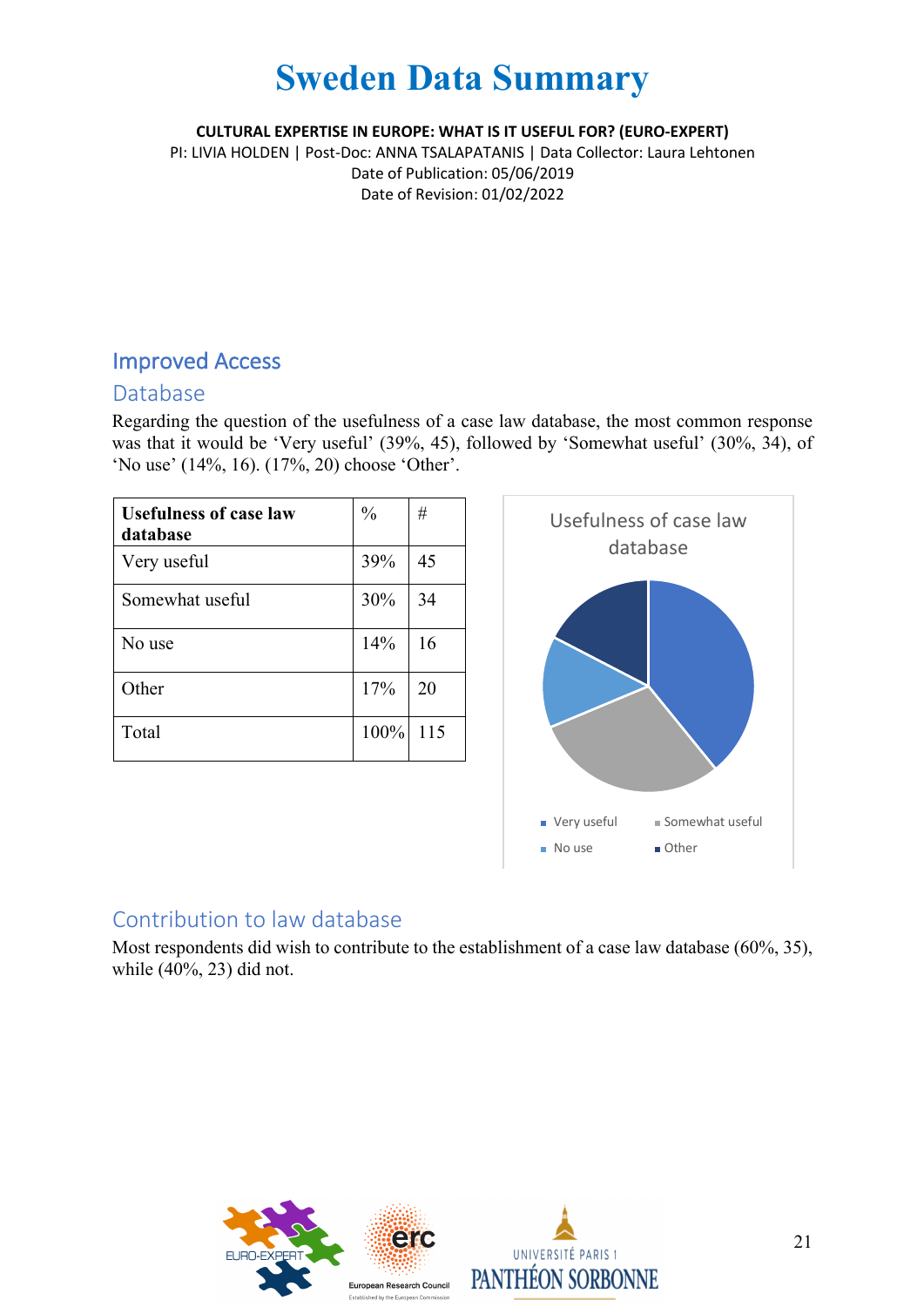# Sweden Data Summary

**CULTURAL EXPERTISE IN EUROPE: WHAT IS IT USEFUL FOR? (EURO-EXPERT)**
PI: LIVIA HOLDEN | Post-Doc: ANNA TSALAPATANIS | Data Collector: Laura Lehtonen
Date of Publication: 05/06/2019
Date of Revision: 01/02/2022

## Improved Access

### Database

Regarding the question of the usefulness of a case law database, the most common response was that it would be 'Very useful' (39%, 45), followed by 'Somewhat useful' (30%, 34), of 'No use' (14%, 16). (17%, 20) choose 'Other'.

| Usefulness of case law database | % | # |
|---|---|---|
| Very useful | 39% | 45 |
| Somewhat useful | 30% | 34 |
| No use | 14% | 16 |
| Other | 17% | 20 |
| Total | 100% | 115 |

Usefulness of case law database

Very useful, Somewhat useful, No use, Other

### Contribution to law database

Most respondents did wish to contribute to the establishment of a case law database (60%, 35), while (40%, 23) did not.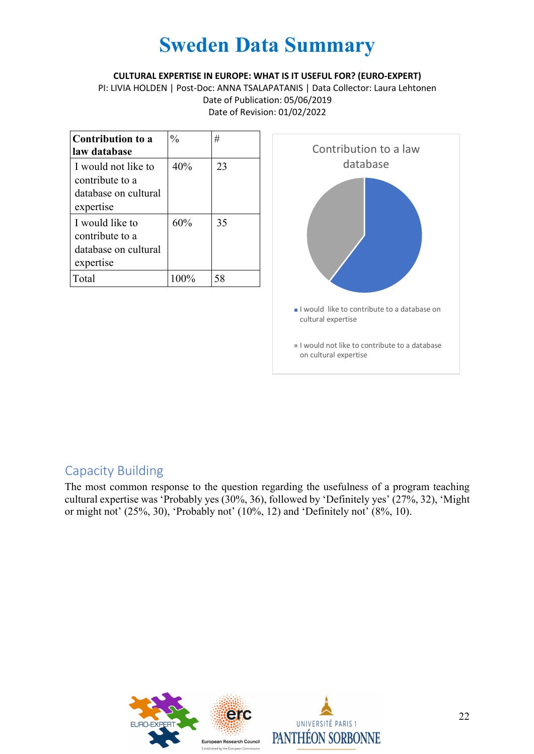# Sweden Data Summary

**CULTURAL EXPERTISE IN EUROPE: WHAT IS IT USEFUL FOR? (EURO-EXPERT)**

PI: LIVIA HOLDEN | Post-Doc: ANNA TSALAPATANIS | Data Collector: Laura Lehtonen

Date of Publication: 05/06/2019

Date of Revision: 01/02/2022

| **Contribution to a law database** | % | # |
|---|---|---|
| I would not like to contribute to a database on cultural expertise | 40% | 23 |
| I would like to contribute to a database on cultural expertise | 60% | 35 |
| Total | 100% | 58 |

Contribution to a law database

- I would like to contribute to a database on cultural expertise
- I would not like to contribute to a database on cultural expertise

## Capacity Building

The most common response to the question regarding the usefulness of a program teaching cultural expertise was 'Probably yes (30%, 36), followed by 'Definitely yes' (27%, 32), 'Might or might not' (25%, 30), 'Probably not' (10%, 12) and 'Definitely not' (8%, 10).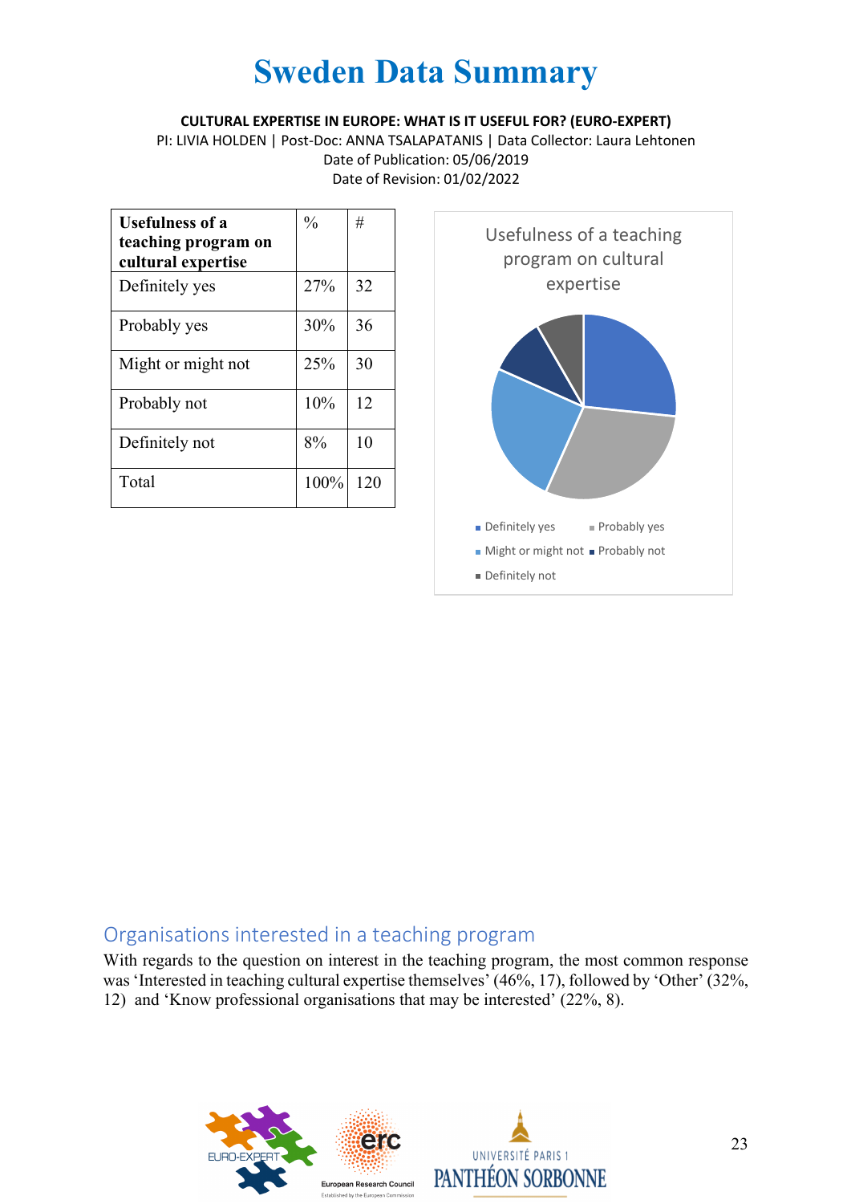# Sweden Data Summary

**CULTURAL EXPERTISE IN EUROPE: WHAT IS IT USEFUL FOR? (EURO-EXPERT)**

PI: LIVIA HOLDEN | Post-Doc: ANNA TSALAPATANIS | Data Collector: Laura Lehtonen

Date of Publication: 05/06/2019

Date of Revision: 01/02/2022

| **Usefulness of a teaching program on cultural expertise** | % | # |
|---|---|---|
| Definitely yes | 27% | 32 |
| Probably yes | 30% | 36 |
| Might or might not | 25% | 30 |
| Probably not | 10% | 12 |
| Definitely not | 8% | 10 |
| Total | 100% | 120 |

Usefulness of a teaching program on cultural expertise

- Definitely yes
- Probably yes
- Might or might not
- Probably not
- Definitely not

## Organisations interested in a teaching program

With regards to the question on interest in the teaching program, the most common response was 'Interested in teaching cultural expertise themselves' (46%, 17), followed by 'Other' (32%, 12) and 'Know professional organisations that may be interested' (22%, 8).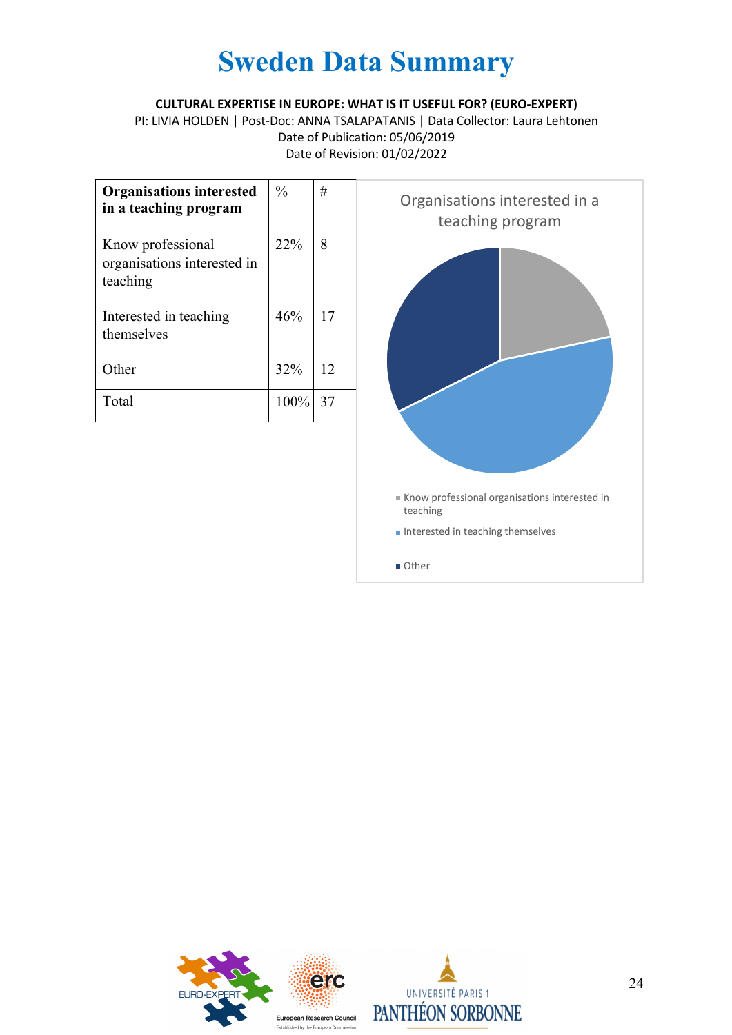# Sweden Data Summary

**CULTURAL EXPERTISE IN EUROPE: WHAT IS IT USEFUL FOR? (EURO-EXPERT)**

PI: LIVIA HOLDEN | Post-Doc: ANNA TSALAPATANIS | Data Collector: Laura Lehtonen

Date of Publication: 05/06/2019

Date of Revision: 01/02/2022

| **Organisations interested in a teaching program** | % | # |
|---|---|---|
| Know professional organisations interested in teaching | 22% | 8 |
| Interested in teaching themselves | 46% | 17 |
| Other | 32% | 12 |
| Total | 100% | 37 |

Organisations interested in a teaching program

Know professional organisations interested in teaching

Interested in teaching themselves

Other